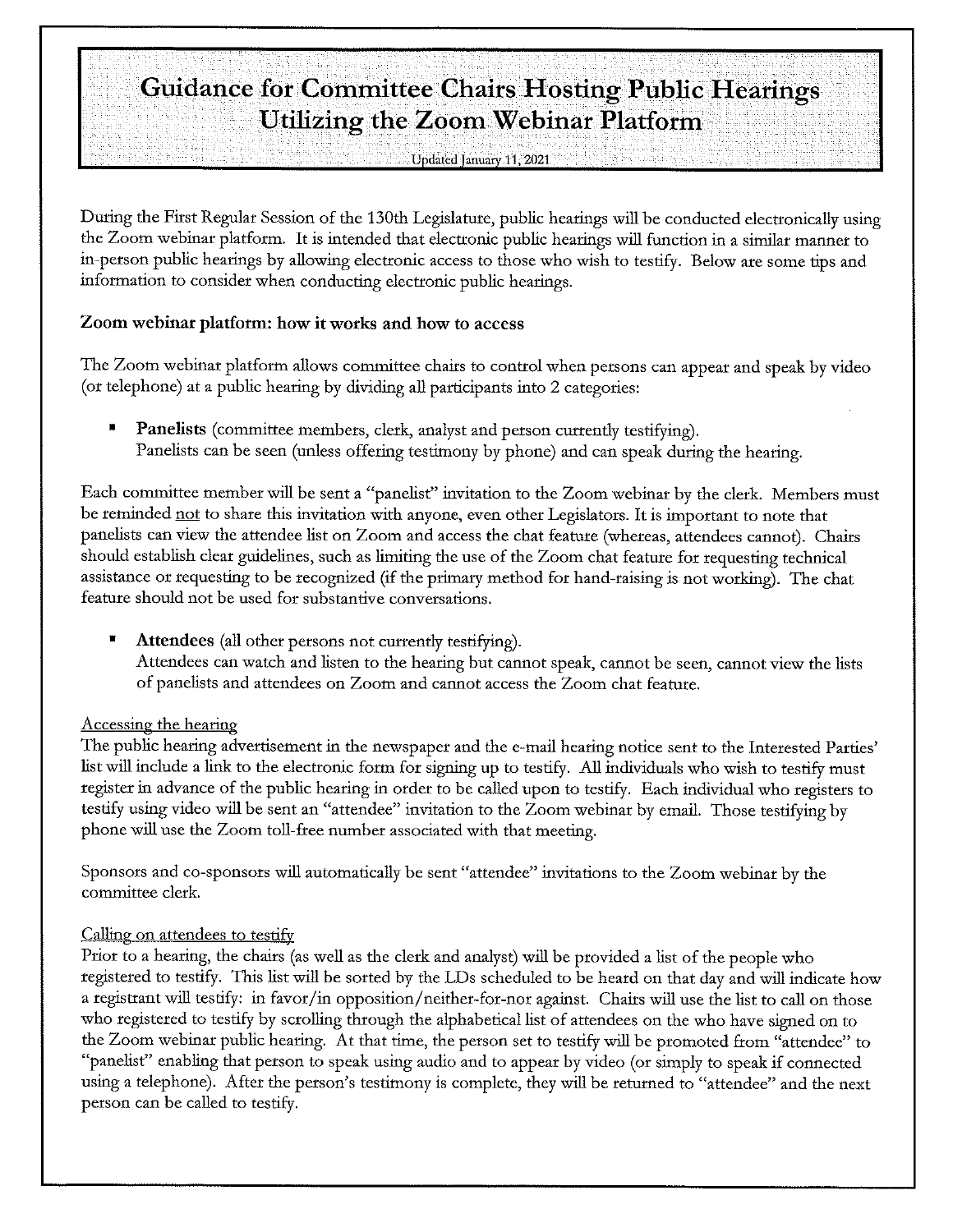# Guidance for Committee Chairs Hosting Public Hearings Utilizing the Zoom Webinar Platform

Updated January 11, 2021

During the First Regular Session of the 130th Legislature, public hearings will be conducted electronically using the Zoom webinar platform. It is intended that electronic public hearings will function in a similar manner to in-person public hearings by allowing electronic access to those who wish to testify. Below are some tips and information to consider when conducting electronic public hearings.

## Zoom webinar platform: how it works and how to access

The Zoom webinar platform allows committee chairs to control when persons can appear and speak by video (or telephone) at a public hearing by dividing all participants into 2 categories:

- **Panelists** (committee members, clerk, analyst and person currently testifying).
  Panelists can be seen (unless offering testimony by phone) and can speak during the hearing.

Each committee member will be sent a "panelist" invitation to the Zoom webinar by the clerk. Members must be reminded not to share this invitation with anyone, even other Legislators. It is important to note that panelists can view the attendee list on Zoom and access the chat feature (whereas, attendees cannot). Chairs should establish clear guidelines, such as limiting the use of the Zoom chat feature for requesting technical assistance or requesting to be recognized (if the primary method for hand-raising is not working). The chat feature should not be used for substantive conversations.

- **Attendees** (all other persons not currently testifying).
  Attendees can watch and listen to the hearing but cannot speak, cannot be seen, cannot view the lists of panelists and attendees on Zoom and cannot access the Zoom chat feature.

### Accessing the hearing

The public hearing advertisement in the newspaper and the e-mail hearing notice sent to the Interested Parties' list will include a link to the electronic form for signing up to testify. All individuals who wish to testify must register in advance of the public hearing in order to be called upon to testify. Each individual who registers to testify using video will be sent an "attendee" invitation to the Zoom webinar by email. Those testifying by phone will use the Zoom toll-free number associated with that meeting.

Sponsors and co-sponsors will automatically be sent "attendee" invitations to the Zoom webinar by the committee clerk.

### Calling on attendees to testify

Prior to a hearing, the chairs (as well as the clerk and analyst) will be provided a list of the people who registered to testify. This list will be sorted by the LDs scheduled to be heard on that day and will indicate how a registrant will testify: in favor/in opposition/neither-for-nor against. Chairs will use the list to call on those who registered to testify by scrolling through the alphabetical list of attendees on the who have signed on to the Zoom webinar public hearing. At that time, the person set to testify will be promoted from "attendee" to "panelist" enabling that person to speak using audio and to appear by video (or simply to speak if connected using a telephone). After the person's testimony is complete, they will be returned to "attendee" and the next person can be called to testify.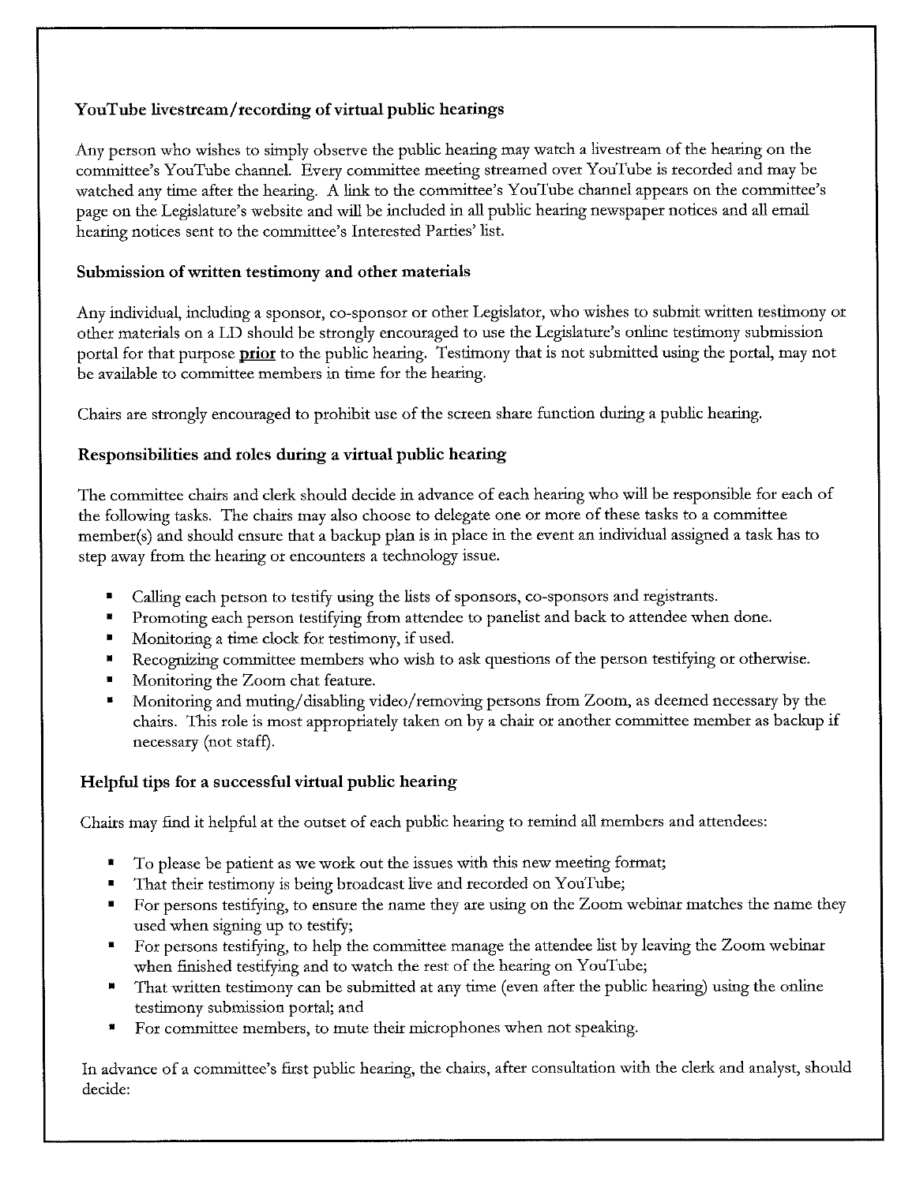### YouTube livestream/recording of virtual public hearings

Any person who wishes to simply observe the public hearing may watch a livestream of the hearing on the committee's YouTube channel. Every committee meeting streamed over YouTube is recorded and may be watched any time after the hearing. A link to the committee's YouTube channel appears on the committee's page on the Legislature's website and will be included in all public hearing newspaper notices and all email hearing notices sent to the committee's Interested Parties' list.

### Submission of written testimony and other materials

Any individual, including a sponsor, co-sponsor or other Legislator, who wishes to submit written testimony or other materials on a LD should be strongly encouraged to use the Legislature's online testimony submission portal for that purpose **prior** to the public hearing. Testimony that is not submitted using the portal, may not be available to committee members in time for the hearing.

Chairs are strongly encouraged to prohibit use of the screen share function during a public hearing.

### Responsibilities and roles during a virtual public hearing

The committee chairs and clerk should decide in advance of each hearing who will be responsible for each of the following tasks. The chairs may also choose to delegate one or more of these tasks to a committee member(s) and should ensure that a backup plan is in place in the event an individual assigned a task has to step away from the hearing or encounters a technology issue.

- Calling each person to testify using the lists of sponsors, co-sponsors and registrants.
- Promoting each person testifying from attendee to panelist and back to attendee when done.
- Monitoring a time clock for testimony, if used.
- Recognizing committee members who wish to ask questions of the person testifying or otherwise.
- Monitoring the Zoom chat feature.
- Monitoring and muting/disabling video/removing persons from Zoom, as deemed necessary by the chairs. This role is most appropriately taken on by a chair or another committee member as backup if necessary (not staff).

### Helpful tips for a successful virtual public hearing

Chairs may find it helpful at the outset of each public hearing to remind all members and attendees:

- To please be patient as we work out the issues with this new meeting format;
- That their testimony is being broadcast live and recorded on YouTube;
- For persons testifying, to ensure the name they are using on the Zoom webinar matches the name they used when signing up to testify;
- For persons testifying, to help the committee manage the attendee list by leaving the Zoom webinar when finished testifying and to watch the rest of the hearing on YouTube;
- That written testimony can be submitted at any time (even after the public hearing) using the online testimony submission portal; and
- For committee members, to mute their microphones when not speaking.

In advance of a committee's first public hearing, the chairs, after consultation with the clerk and analyst, should decide: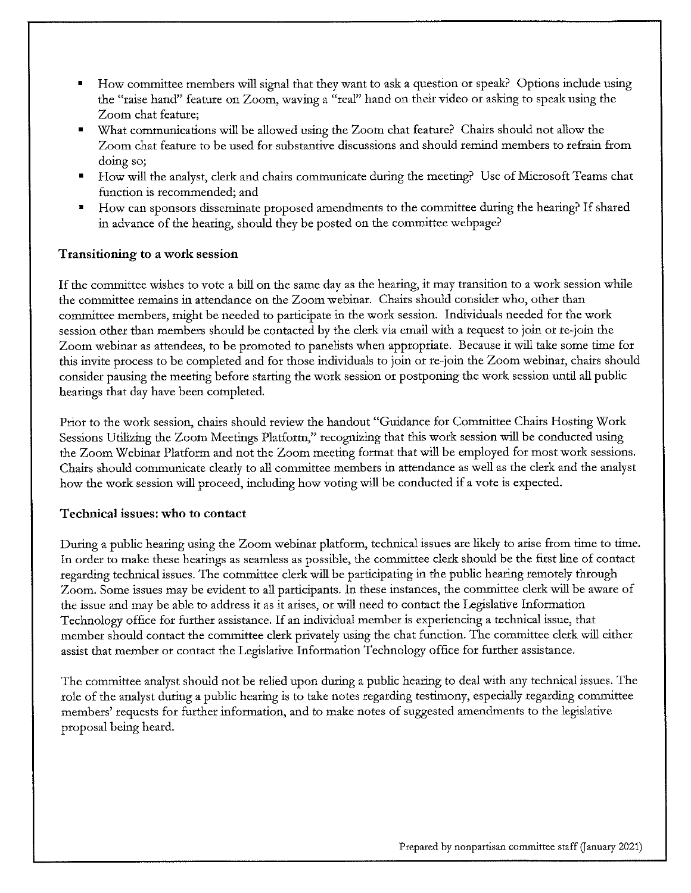- How committee members will signal that they want to ask a question or speak? Options include using the "raise hand" feature on Zoom, waving a "real" hand on their video or asking to speak using the Zoom chat feature;
- What communications will be allowed using the Zoom chat feature? Chairs should not allow the Zoom chat feature to be used for substantive discussions and should remind members to refrain from doing so;
- How will the analyst, clerk and chairs communicate during the meeting? Use of Microsoft Teams chat function is recommended; and
- How can sponsors disseminate proposed amendments to the committee during the hearing? If shared in advance of the hearing, should they be posted on the committee webpage?

**Transitioning to a work session**

If the committee wishes to vote a bill on the same day as the hearing, it may transition to a work session while the committee remains in attendance on the Zoom webinar. Chairs should consider who, other than committee members, might be needed to participate in the work session. Individuals needed for the work session other than members should be contacted by the clerk via email with a request to join or re-join the Zoom webinar as attendees, to be promoted to panelists when appropriate. Because it will take some time for this invite process to be completed and for those individuals to join or re-join the Zoom webinar, chairs should consider pausing the meeting before starting the work session or postponing the work session until all public hearings that day have been completed.

Prior to the work session, chairs should review the handout "Guidance for Committee Chairs Hosting Work Sessions Utilizing the Zoom Meetings Platform," recognizing that this work session will be conducted using the Zoom Webinar Platform and not the Zoom meeting format that will be employed for most work sessions. Chairs should communicate clearly to all committee members in attendance as well as the clerk and the analyst how the work session will proceed, including how voting will be conducted if a vote is expected.

**Technical issues: who to contact**

During a public hearing using the Zoom webinar platform, technical issues are likely to arise from time to time. In order to make these hearings as seamless as possible, the committee clerk should be the first line of contact regarding technical issues. The committee clerk will be participating in the public hearing remotely through Zoom. Some issues may be evident to all participants. In these instances, the committee clerk will be aware of the issue and may be able to address it as it arises, or will need to contact the Legislative Information Technology office for further assistance. If an individual member is experiencing a technical issue, that member should contact the committee clerk privately using the chat function. The committee clerk will either assist that member or contact the Legislative Information Technology office for further assistance.

The committee analyst should not be relied upon during a public hearing to deal with any technical issues. The role of the analyst during a public hearing is to take notes regarding testimony, especially regarding committee members' requests for further information, and to make notes of suggested amendments to the legislative proposal being heard.

Prepared by nonpartisan committee staff (January 2021)